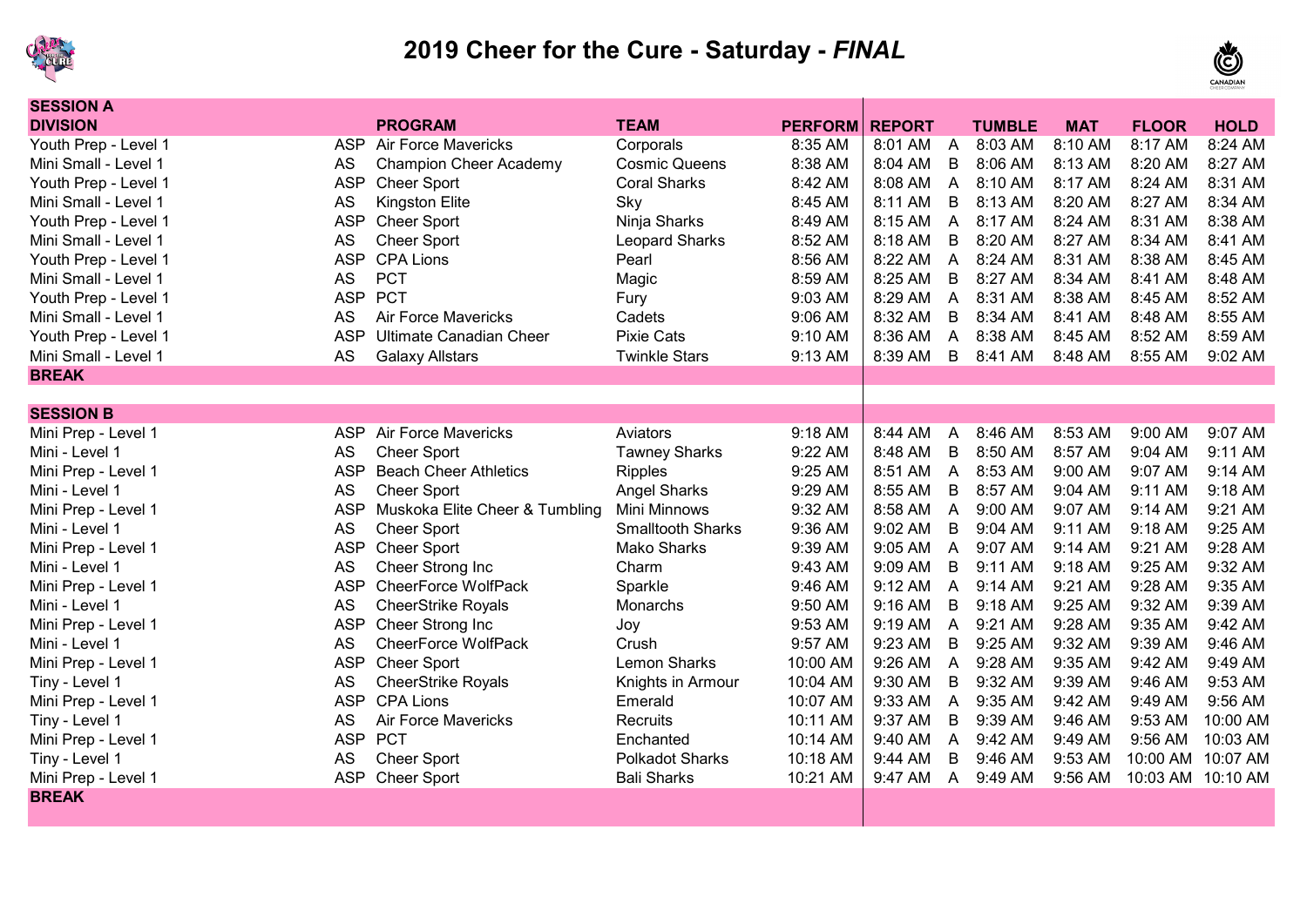# 2019 Cheer for the Cure - Saturday - *FINAL*

| DIVISION | | PROGRAM | TEAM | PERFORM | REPORT | | TUMBLE | MAT | FLOOR | HOLD |
|---|---|---|---|---|---|---|---|---|---|---|
| **SESSION A** | | | | | | | | | | |
| Youth Prep - Level 1 | ASP | Air Force Mavericks | Corporals | 8:35 AM | 8:01 AM | A | 8:03 AM | 8:10 AM | 8:17 AM | 8:24 AM |
| Mini Small - Level 1 | AS | Champion Cheer Academy | Cosmic Queens | 8:38 AM | 8:04 AM | B | 8:06 AM | 8:13 AM | 8:20 AM | 8:27 AM |
| Youth Prep - Level 1 | ASP | Cheer Sport | Coral Sharks | 8:42 AM | 8:08 AM | A | 8:10 AM | 8:17 AM | 8:24 AM | 8:31 AM |
| Mini Small - Level 1 | AS | Kingston Elite | Sky | 8:45 AM | 8:11 AM | B | 8:13 AM | 8:20 AM | 8:27 AM | 8:34 AM |
| Youth Prep - Level 1 | ASP | Cheer Sport | Ninja Sharks | 8:49 AM | 8:15 AM | A | 8:17 AM | 8:24 AM | 8:31 AM | 8:38 AM |
| Mini Small - Level 1 | AS | Cheer Sport | Leopard Sharks | 8:52 AM | 8:18 AM | B | 8:20 AM | 8:27 AM | 8:34 AM | 8:41 AM |
| Youth Prep - Level 1 | ASP | CPA Lions | Pearl | 8:56 AM | 8:22 AM | A | 8:24 AM | 8:31 AM | 8:38 AM | 8:45 AM |
| Mini Small - Level 1 | AS | PCT | Magic | 8:59 AM | 8:25 AM | B | 8:27 AM | 8:34 AM | 8:41 AM | 8:48 AM |
| Youth Prep - Level 1 | ASP | PCT | Fury | 9:03 AM | 8:29 AM | A | 8:31 AM | 8:38 AM | 8:45 AM | 8:52 AM |
| Mini Small - Level 1 | AS | Air Force Mavericks | Cadets | 9:06 AM | 8:32 AM | B | 8:34 AM | 8:41 AM | 8:48 AM | 8:55 AM |
| Youth Prep - Level 1 | ASP | Ultimate Canadian Cheer | Pixie Cats | 9:10 AM | 8:36 AM | A | 8:38 AM | 8:45 AM | 8:52 AM | 8:59 AM |
| Mini Small - Level 1 | AS | Galaxy Allstars | Twinkle Stars | 9:13 AM | 8:39 AM | B | 8:41 AM | 8:48 AM | 8:55 AM | 9:02 AM |
| **BREAK** | | | | | | | | | | |
| **SESSION B** | | | | | | | | | | |
| Mini Prep - Level 1 | ASP | Air Force Mavericks | Aviators | 9:18 AM | 8:44 AM | A | 8:46 AM | 8:53 AM | 9:00 AM | 9:07 AM |
| Mini - Level 1 | AS | Cheer Sport | Tawney Sharks | 9:22 AM | 8:48 AM | B | 8:50 AM | 8:57 AM | 9:04 AM | 9:11 AM |
| Mini Prep - Level 1 | ASP | Beach Cheer Athletics | Ripples | 9:25 AM | 8:51 AM | A | 8:53 AM | 9:00 AM | 9:07 AM | 9:14 AM |
| Mini - Level 1 | AS | Cheer Sport | Angel Sharks | 9:29 AM | 8:55 AM | B | 8:57 AM | 9:04 AM | 9:11 AM | 9:18 AM |
| Mini Prep - Level 1 | ASP | Muskoka Elite Cheer & Tumbling | Mini Minnows | 9:32 AM | 8:58 AM | A | 9:00 AM | 9:07 AM | 9:14 AM | 9:21 AM |
| Mini - Level 1 | AS | Cheer Sport | Smalltooth Sharks | 9:36 AM | 9:02 AM | B | 9:04 AM | 9:11 AM | 9:18 AM | 9:25 AM |
| Mini Prep - Level 1 | ASP | Cheer Sport | Mako Sharks | 9:39 AM | 9:05 AM | A | 9:07 AM | 9:14 AM | 9:21 AM | 9:28 AM |
| Mini - Level 1 | AS | Cheer Strong Inc | Charm | 9:43 AM | 9:09 AM | B | 9:11 AM | 9:18 AM | 9:25 AM | 9:32 AM |
| Mini Prep - Level 1 | ASP | CheerForce WolfPack | Sparkle | 9:46 AM | 9:12 AM | A | 9:14 AM | 9:21 AM | 9:28 AM | 9:35 AM |
| Mini - Level 1 | AS | CheerStrike Royals | Monarchs | 9:50 AM | 9:16 AM | B | 9:18 AM | 9:25 AM | 9:32 AM | 9:39 AM |
| Mini Prep - Level 1 | ASP | Cheer Strong Inc | Joy | 9:53 AM | 9:19 AM | A | 9:21 AM | 9:28 AM | 9:35 AM | 9:42 AM |
| Mini - Level 1 | AS | CheerForce WolfPack | Crush | 9:57 AM | 9:23 AM | B | 9:25 AM | 9:32 AM | 9:39 AM | 9:46 AM |
| Mini Prep - Level 1 | ASP | Cheer Sport | Lemon Sharks | 10:00 AM | 9:26 AM | A | 9:28 AM | 9:35 AM | 9:42 AM | 9:49 AM |
| Tiny - Level 1 | AS | CheerStrike Royals | Knights in Armour | 10:04 AM | 9:30 AM | B | 9:32 AM | 9:39 AM | 9:46 AM | 9:53 AM |
| Mini Prep - Level 1 | ASP | CPA Lions | Emerald | 10:07 AM | 9:33 AM | A | 9:35 AM | 9:42 AM | 9:49 AM | 9:56 AM |
| Tiny - Level 1 | AS | Air Force Mavericks | Recruits | 10:11 AM | 9:37 AM | B | 9:39 AM | 9:46 AM | 9:53 AM | 10:00 AM |
| Mini Prep - Level 1 | ASP | PCT | Enchanted | 10:14 AM | 9:40 AM | A | 9:42 AM | 9:49 AM | 9:56 AM | 10:03 AM |
| Tiny - Level 1 | AS | Cheer Sport | Polkadot Sharks | 10:18 AM | 9:44 AM | B | 9:46 AM | 9:53 AM | 10:00 AM | 10:07 AM |
| Mini Prep - Level 1 | ASP | Cheer Sport | Bali Sharks | 10:21 AM | 9:47 AM | A | 9:49 AM | 9:56 AM | 10:03 AM | 10:10 AM |
| **BREAK** | | | | | | | | | | |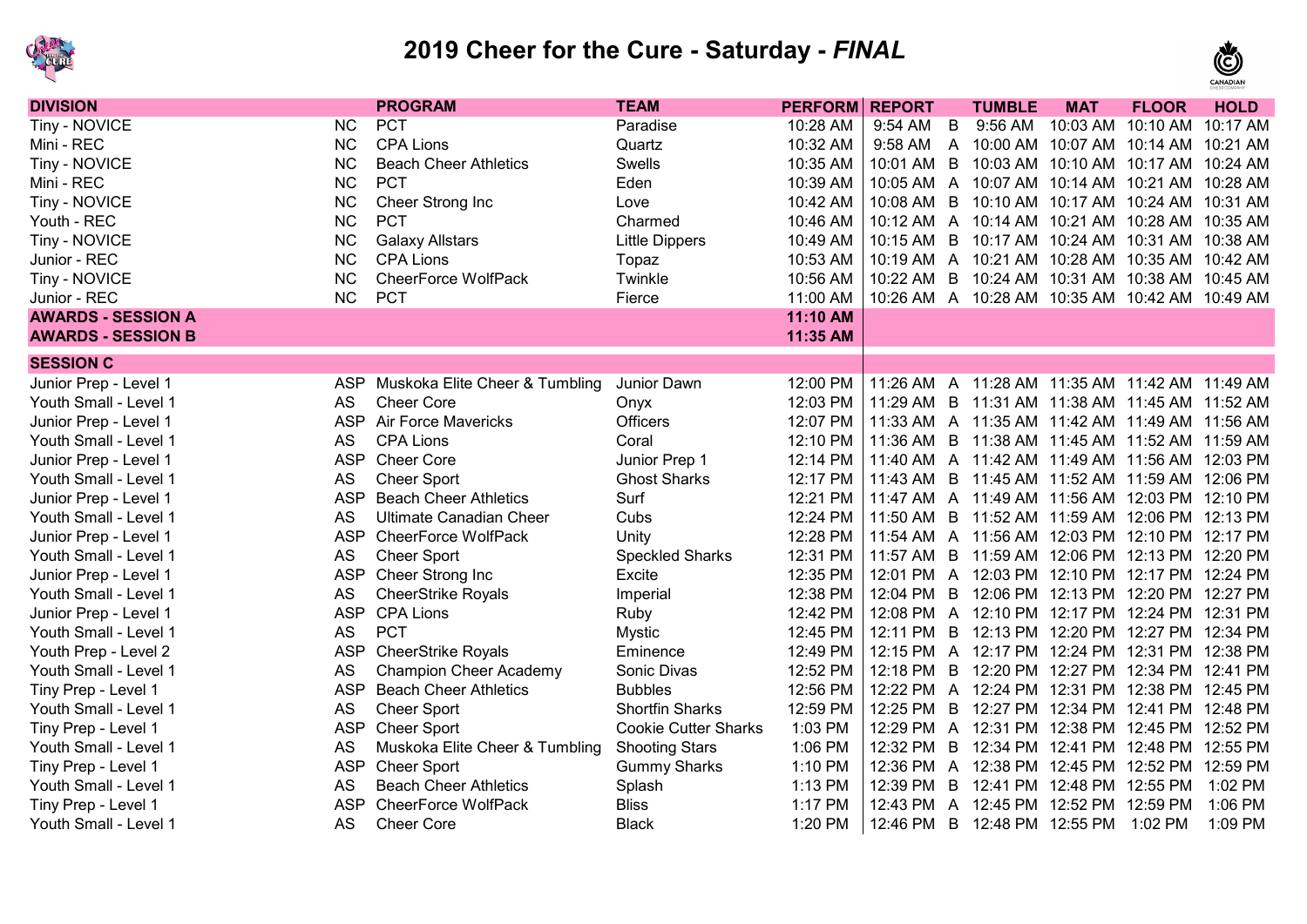# 2019 Cheer for the Cure - Saturday - *FINAL*

| DIVISION | | PROGRAM | TEAM | PERFORM | REPORT | | TUMBLE | MAT | FLOOR | HOLD |
|---|---|---|---|---|---|---|---|---|---|---|
| Tiny - NOVICE | NC | PCT | Paradise | 10:28 AM | 9:54 AM | B | 9:56 AM | 10:03 AM | 10:10 AM | 10:17 AM |
| Mini - REC | NC | CPA Lions | Quartz | 10:32 AM | 9:58 AM | A | 10:00 AM | 10:07 AM | 10:14 AM | 10:21 AM |
| Tiny - NOVICE | NC | Beach Cheer Athletics | Swells | 10:35 AM | 10:01 AM | B | 10:03 AM | 10:10 AM | 10:17 AM | 10:24 AM |
| Mini - REC | NC | PCT | Eden | 10:39 AM | 10:05 AM | A | 10:07 AM | 10:14 AM | 10:21 AM | 10:28 AM |
| Tiny - NOVICE | NC | Cheer Strong Inc | Love | 10:42 AM | 10:08 AM | B | 10:10 AM | 10:17 AM | 10:24 AM | 10:31 AM |
| Youth - REC | NC | PCT | Charmed | 10:46 AM | 10:12 AM | A | 10:14 AM | 10:21 AM | 10:28 AM | 10:35 AM |
| Tiny - NOVICE | NC | Galaxy Allstars | Little Dippers | 10:49 AM | 10:15 AM | B | 10:17 AM | 10:24 AM | 10:31 AM | 10:38 AM |
| Junior - REC | NC | CPA Lions | Topaz | 10:53 AM | 10:19 AM | A | 10:21 AM | 10:28 AM | 10:35 AM | 10:42 AM |
| Tiny - NOVICE | NC | CheerForce WolfPack | Twinkle | 10:56 AM | 10:22 AM | B | 10:24 AM | 10:31 AM | 10:38 AM | 10:45 AM |
| Junior - REC | NC | PCT | Fierce | 11:00 AM | 10:26 AM | A | 10:28 AM | 10:35 AM | 10:42 AM | 10:49 AM |
| **AWARDS - SESSION A** | | | | **11:10 AM** | | | | | | |
| **AWARDS - SESSION B** | | | | **11:35 AM** | | | | | | |
| **SESSION C** | | | | | | | | | | |
| Junior Prep - Level 1 | ASP | Muskoka Elite Cheer & Tumbling | Junior Dawn | 12:00 PM | 11:26 AM | A | 11:28 AM | 11:35 AM | 11:42 AM | 11:49 AM |
| Youth Small - Level 1 | AS | Cheer Core | Onyx | 12:03 PM | 11:29 AM | B | 11:31 AM | 11:38 AM | 11:45 AM | 11:52 AM |
| Junior Prep - Level 1 | ASP | Air Force Mavericks | Officers | 12:07 PM | 11:33 AM | A | 11:35 AM | 11:42 AM | 11:49 AM | 11:56 AM |
| Youth Small - Level 1 | AS | CPA Lions | Coral | 12:10 PM | 11:36 AM | B | 11:38 AM | 11:45 AM | 11:52 AM | 11:59 AM |
| Junior Prep - Level 1 | ASP | Cheer Core | Junior Prep 1 | 12:14 PM | 11:40 AM | A | 11:42 AM | 11:49 AM | 11:56 AM | 12:03 PM |
| Youth Small - Level 1 | AS | Cheer Sport | Ghost Sharks | 12:17 PM | 11:43 AM | B | 11:45 AM | 11:52 AM | 11:59 AM | 12:06 PM |
| Junior Prep - Level 1 | ASP | Beach Cheer Athletics | Surf | 12:21 PM | 11:47 AM | A | 11:49 AM | 11:56 AM | 12:03 PM | 12:10 PM |
| Youth Small - Level 1 | AS | Ultimate Canadian Cheer | Cubs | 12:24 PM | 11:50 AM | B | 11:52 AM | 11:59 AM | 12:06 PM | 12:13 PM |
| Junior Prep - Level 1 | ASP | CheerForce WolfPack | Unity | 12:28 PM | 11:54 AM | A | 11:56 AM | 12:03 PM | 12:10 PM | 12:17 PM |
| Youth Small - Level 1 | AS | Cheer Sport | Speckled Sharks | 12:31 PM | 11:57 AM | B | 11:59 AM | 12:06 PM | 12:13 PM | 12:20 PM |
| Junior Prep - Level 1 | ASP | Cheer Strong Inc | Excite | 12:35 PM | 12:01 PM | A | 12:03 PM | 12:10 PM | 12:17 PM | 12:24 PM |
| Youth Small - Level 1 | AS | CheerStrike Royals | Imperial | 12:38 PM | 12:04 PM | B | 12:06 PM | 12:13 PM | 12:20 PM | 12:27 PM |
| Junior Prep - Level 1 | ASP | CPA Lions | Ruby | 12:42 PM | 12:08 PM | A | 12:10 PM | 12:17 PM | 12:24 PM | 12:31 PM |
| Youth Small - Level 1 | AS | PCT | Mystic | 12:45 PM | 12:11 PM | B | 12:13 PM | 12:20 PM | 12:27 PM | 12:34 PM |
| Youth Prep - Level 2 | ASP | CheerStrike Royals | Eminence | 12:49 PM | 12:15 PM | A | 12:17 PM | 12:24 PM | 12:31 PM | 12:38 PM |
| Youth Small - Level 1 | AS | Champion Cheer Academy | Sonic Divas | 12:52 PM | 12:18 PM | B | 12:20 PM | 12:27 PM | 12:34 PM | 12:41 PM |
| Tiny Prep - Level 1 | ASP | Beach Cheer Athletics | Bubbles | 12:56 PM | 12:22 PM | A | 12:24 PM | 12:31 PM | 12:38 PM | 12:45 PM |
| Youth Small - Level 1 | AS | Cheer Sport | Shortfin Sharks | 12:59 PM | 12:25 PM | B | 12:27 PM | 12:34 PM | 12:41 PM | 12:48 PM |
| Tiny Prep - Level 1 | ASP | Cheer Sport | Cookie Cutter Sharks | 1:03 PM | 12:29 PM | A | 12:31 PM | 12:38 PM | 12:45 PM | 12:52 PM |
| Youth Small - Level 1 | AS | Muskoka Elite Cheer & Tumbling | Shooting Stars | 1:06 PM | 12:32 PM | B | 12:34 PM | 12:41 PM | 12:48 PM | 12:55 PM |
| Tiny Prep - Level 1 | ASP | Cheer Sport | Gummy Sharks | 1:10 PM | 12:36 PM | A | 12:38 PM | 12:45 PM | 12:52 PM | 12:59 PM |
| Youth Small - Level 1 | AS | Beach Cheer Athletics | Splash | 1:13 PM | 12:39 PM | B | 12:41 PM | 12:48 PM | 12:55 PM | 1:02 PM |
| Tiny Prep - Level 1 | ASP | CheerForce WolfPack | Bliss | 1:17 PM | 12:43 PM | A | 12:45 PM | 12:52 PM | 12:59 PM | 1:06 PM |
| Youth Small - Level 1 | AS | Cheer Core | Black | 1:20 PM | 12:46 PM | B | 12:48 PM | 12:55 PM | 1:02 PM | 1:09 PM |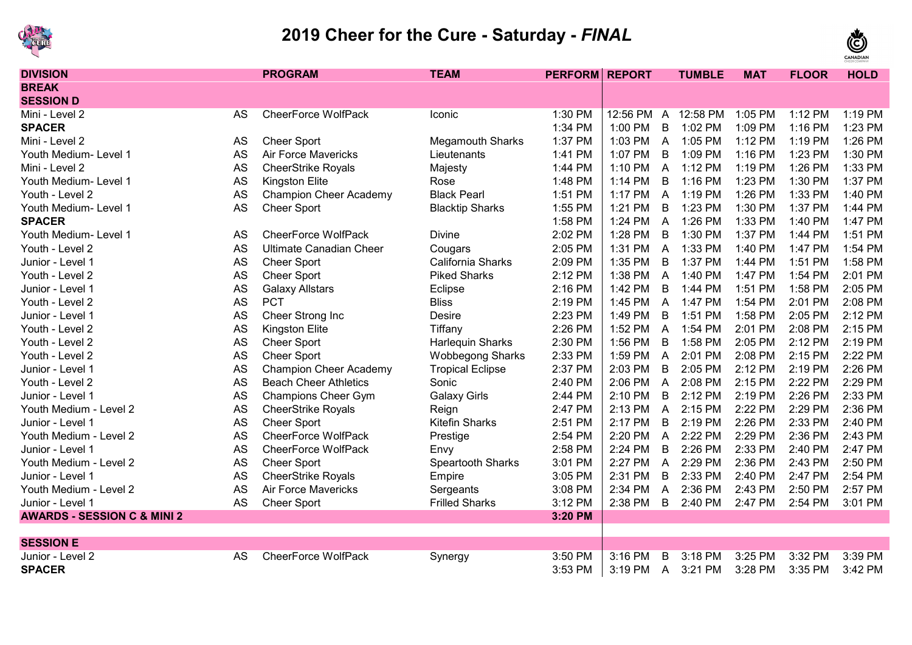# 2019 Cheer for the Cure - Saturday - *FINAL*

| DIVISION | | PROGRAM | TEAM | PERFORM | REPORT | | TUMBLE | MAT | FLOOR | HOLD |
|---|---|---|---|---|---|---|---|---|---|---|
| **BREAK** | | | | | | | | | | |
| **SESSION D** | | | | | | | | | | |
| Mini - Level 2 | AS | CheerForce WolfPack | Iconic | 1:30 PM | 12:56 PM | A | 12:58 PM | 1:05 PM | 1:12 PM | 1:19 PM |
| **SPACER** | | | | 1:34 PM | 1:00 PM | B | 1:02 PM | 1:09 PM | 1:16 PM | 1:23 PM |
| Mini - Level 2 | AS | Cheer Sport | Megamouth Sharks | 1:37 PM | 1:03 PM | A | 1:05 PM | 1:12 PM | 1:19 PM | 1:26 PM |
| Youth Medium- Level 1 | AS | Air Force Mavericks | Lieutenants | 1:41 PM | 1:07 PM | B | 1:09 PM | 1:16 PM | 1:23 PM | 1:30 PM |
| Mini - Level 2 | AS | CheerStrike Royals | Majesty | 1:44 PM | 1:10 PM | A | 1:12 PM | 1:19 PM | 1:26 PM | 1:33 PM |
| Youth Medium- Level 1 | AS | Kingston Elite | Rose | 1:48 PM | 1:14 PM | B | 1:16 PM | 1:23 PM | 1:30 PM | 1:37 PM |
| Youth - Level 2 | AS | Champion Cheer Academy | Black Pearl | 1:51 PM | 1:17 PM | A | 1:19 PM | 1:26 PM | 1:33 PM | 1:40 PM |
| Youth Medium- Level 1 | AS | Cheer Sport | Blacktip Sharks | 1:55 PM | 1:21 PM | B | 1:23 PM | 1:30 PM | 1:37 PM | 1:44 PM |
| **SPACER** | | | | 1:58 PM | 1:24 PM | A | 1:26 PM | 1:33 PM | 1:40 PM | 1:47 PM |
| Youth Medium- Level 1 | AS | CheerForce WolfPack | Divine | 2:02 PM | 1:28 PM | B | 1:30 PM | 1:37 PM | 1:44 PM | 1:51 PM |
| Youth - Level 2 | AS | Ultimate Canadian Cheer | Cougars | 2:05 PM | 1:31 PM | A | 1:33 PM | 1:40 PM | 1:47 PM | 1:54 PM |
| Junior - Level 1 | AS | Cheer Sport | California Sharks | 2:09 PM | 1:35 PM | B | 1:37 PM | 1:44 PM | 1:51 PM | 1:58 PM |
| Youth - Level 2 | AS | Cheer Sport | Piked Sharks | 2:12 PM | 1:38 PM | A | 1:40 PM | 1:47 PM | 1:54 PM | 2:01 PM |
| Junior - Level 1 | AS | Galaxy Allstars | Eclipse | 2:16 PM | 1:42 PM | B | 1:44 PM | 1:51 PM | 1:58 PM | 2:05 PM |
| Youth - Level 2 | AS | PCT | Bliss | 2:19 PM | 1:45 PM | A | 1:47 PM | 1:54 PM | 2:01 PM | 2:08 PM |
| Junior - Level 1 | AS | Cheer Strong Inc | Desire | 2:23 PM | 1:49 PM | B | 1:51 PM | 1:58 PM | 2:05 PM | 2:12 PM |
| Youth - Level 2 | AS | Kingston Elite | Tiffany | 2:26 PM | 1:52 PM | A | 1:54 PM | 2:01 PM | 2:08 PM | 2:15 PM |
| Youth - Level 2 | AS | Cheer Sport | Harlequin Sharks | 2:30 PM | 1:56 PM | B | 1:58 PM | 2:05 PM | 2:12 PM | 2:19 PM |
| Youth - Level 2 | AS | Cheer Sport | Wobbegong Sharks | 2:33 PM | 1:59 PM | A | 2:01 PM | 2:08 PM | 2:15 PM | 2:22 PM |
| Junior - Level 1 | AS | Champion Cheer Academy | Tropical Eclipse | 2:37 PM | 2:03 PM | B | 2:05 PM | 2:12 PM | 2:19 PM | 2:26 PM |
| Youth - Level 2 | AS | Beach Cheer Athletics | Sonic | 2:40 PM | 2:06 PM | A | 2:08 PM | 2:15 PM | 2:22 PM | 2:29 PM |
| Junior - Level 1 | AS | Champions Cheer Gym | Galaxy Girls | 2:44 PM | 2:10 PM | B | 2:12 PM | 2:19 PM | 2:26 PM | 2:33 PM |
| Youth Medium - Level 2 | AS | CheerStrike Royals | Reign | 2:47 PM | 2:13 PM | A | 2:15 PM | 2:22 PM | 2:29 PM | 2:36 PM |
| Junior - Level 1 | AS | Cheer Sport | Kitefin Sharks | 2:51 PM | 2:17 PM | B | 2:19 PM | 2:26 PM | 2:33 PM | 2:40 PM |
| Youth Medium - Level 2 | AS | CheerForce WolfPack | Prestige | 2:54 PM | 2:20 PM | A | 2:22 PM | 2:29 PM | 2:36 PM | 2:43 PM |
| Junior - Level 1 | AS | CheerForce WolfPack | Envy | 2:58 PM | 2:24 PM | B | 2:26 PM | 2:33 PM | 2:40 PM | 2:47 PM |
| Youth Medium - Level 2 | AS | Cheer Sport | Speartooth Sharks | 3:01 PM | 2:27 PM | A | 2:29 PM | 2:36 PM | 2:43 PM | 2:50 PM |
| Junior - Level 1 | AS | CheerStrike Royals | Empire | 3:05 PM | 2:31 PM | B | 2:33 PM | 2:40 PM | 2:47 PM | 2:54 PM |
| Youth Medium - Level 2 | AS | Air Force Mavericks | Sergeants | 3:08 PM | 2:34 PM | A | 2:36 PM | 2:43 PM | 2:50 PM | 2:57 PM |
| Junior - Level 1 | AS | Cheer Sport | Frilled Sharks | 3:12 PM | 2:38 PM | B | 2:40 PM | 2:47 PM | 2:54 PM | 3:01 PM |
| **AWARDS - SESSION C & MINI 2** | | | | **3:20 PM** | | | | | | |
| **SESSION E** | | | | | | | | | | |
| Junior - Level 2 | AS | CheerForce WolfPack | Synergy | 3:50 PM | 3:16 PM | B | 3:18 PM | 3:25 PM | 3:32 PM | 3:39 PM |
| **SPACER** | | | | 3:53 PM | 3:19 PM | A | 3:21 PM | 3:28 PM | 3:35 PM | 3:42 PM |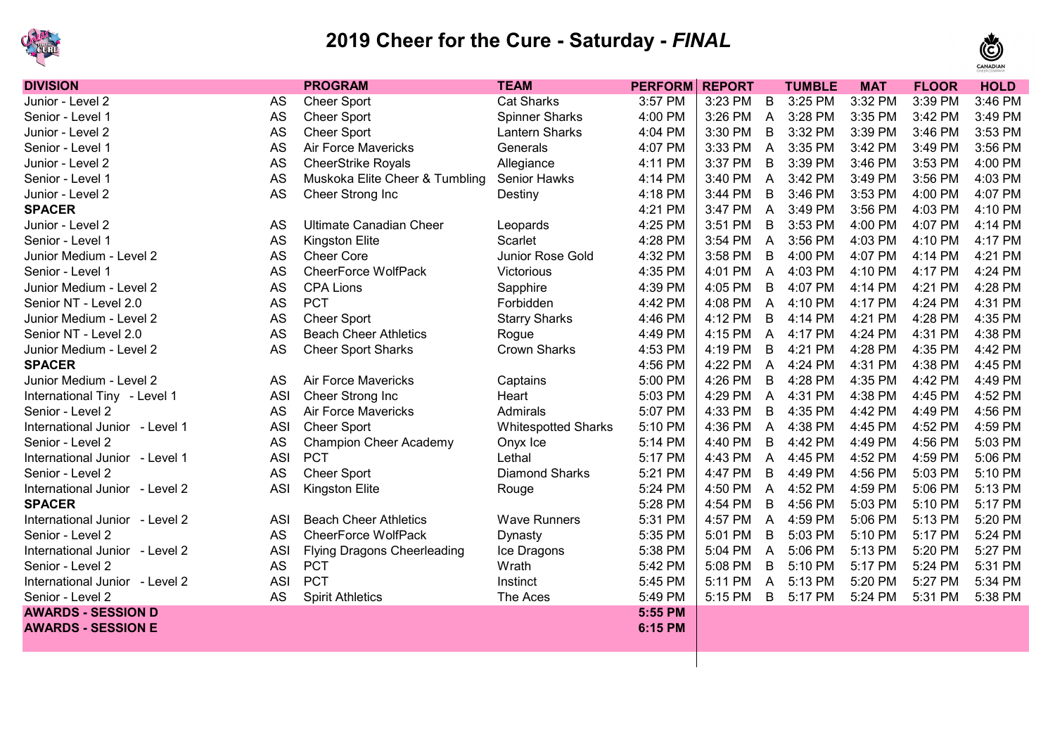# 2019 Cheer for the Cure - Saturday - *FINAL*

| DIVISION | | PROGRAM | TEAM | PERFORM | REPORT | | TUMBLE | MAT | FLOOR | HOLD |
|---|---|---|---|---|---|---|---|---|---|---|
| Junior - Level 2 | AS | Cheer Sport | Cat Sharks | 3:57 PM | 3:23 PM | B | 3:25 PM | 3:32 PM | 3:39 PM | 3:46 PM |
| Senior - Level 1 | AS | Cheer Sport | Spinner Sharks | 4:00 PM | 3:26 PM | A | 3:28 PM | 3:35 PM | 3:42 PM | 3:49 PM |
| Junior - Level 2 | AS | Cheer Sport | Lantern Sharks | 4:04 PM | 3:30 PM | B | 3:32 PM | 3:39 PM | 3:46 PM | 3:53 PM |
| Senior - Level 1 | AS | Air Force Mavericks | Generals | 4:07 PM | 3:33 PM | A | 3:35 PM | 3:42 PM | 3:49 PM | 3:56 PM |
| Junior - Level 2 | AS | CheerStrike Royals | Allegiance | 4:11 PM | 3:37 PM | B | 3:39 PM | 3:46 PM | 3:53 PM | 4:00 PM |
| Senior - Level 1 | AS | Muskoka Elite Cheer & Tumbling | Senior Hawks | 4:14 PM | 3:40 PM | A | 3:42 PM | 3:49 PM | 3:56 PM | 4:03 PM |
| Junior - Level 2 | AS | Cheer Strong Inc | Destiny | 4:18 PM | 3:44 PM | B | 3:46 PM | 3:53 PM | 4:00 PM | 4:07 PM |
| **SPACER** | | | | 4:21 PM | 3:47 PM | A | 3:49 PM | 3:56 PM | 4:03 PM | 4:10 PM |
| Junior - Level 2 | AS | Ultimate Canadian Cheer | Leopards | 4:25 PM | 3:51 PM | B | 3:53 PM | 4:00 PM | 4:07 PM | 4:14 PM |
| Senior - Level 1 | AS | Kingston Elite | Scarlet | 4:28 PM | 3:54 PM | A | 3:56 PM | 4:03 PM | 4:10 PM | 4:17 PM |
| Junior Medium - Level 2 | AS | Cheer Core | Junior Rose Gold | 4:32 PM | 3:58 PM | B | 4:00 PM | 4:07 PM | 4:14 PM | 4:21 PM |
| Senior - Level 1 | AS | CheerForce WolfPack | Victorious | 4:35 PM | 4:01 PM | A | 4:03 PM | 4:10 PM | 4:17 PM | 4:24 PM |
| Junior Medium - Level 2 | AS | CPA Lions | Sapphire | 4:39 PM | 4:05 PM | B | 4:07 PM | 4:14 PM | 4:21 PM | 4:28 PM |
| Senior NT - Level 2.0 | AS | PCT | Forbidden | 4:42 PM | 4:08 PM | A | 4:10 PM | 4:17 PM | 4:24 PM | 4:31 PM |
| Junior Medium - Level 2 | AS | Cheer Sport | Starry Sharks | 4:46 PM | 4:12 PM | B | 4:14 PM | 4:21 PM | 4:28 PM | 4:35 PM |
| Senior NT - Level 2.0 | AS | Beach Cheer Athletics | Rogue | 4:49 PM | 4:15 PM | A | 4:17 PM | 4:24 PM | 4:31 PM | 4:38 PM |
| Junior Medium - Level 2 | AS | Cheer Sport Sharks | Crown Sharks | 4:53 PM | 4:19 PM | B | 4:21 PM | 4:28 PM | 4:35 PM | 4:42 PM |
| **SPACER** | | | | 4:56 PM | 4:22 PM | A | 4:24 PM | 4:31 PM | 4:38 PM | 4:45 PM |
| Junior Medium - Level 2 | AS | Air Force Mavericks | Captains | 5:00 PM | 4:26 PM | B | 4:28 PM | 4:35 PM | 4:42 PM | 4:49 PM |
| International Tiny - Level 1 | ASI | Cheer Strong Inc | Heart | 5:03 PM | 4:29 PM | A | 4:31 PM | 4:38 PM | 4:45 PM | 4:52 PM |
| Senior - Level 2 | AS | Air Force Mavericks | Admirals | 5:07 PM | 4:33 PM | B | 4:35 PM | 4:42 PM | 4:49 PM | 4:56 PM |
| International Junior - Level 1 | ASI | Cheer Sport | Whitespotted Sharks | 5:10 PM | 4:36 PM | A | 4:38 PM | 4:45 PM | 4:52 PM | 4:59 PM |
| Senior - Level 2 | AS | Champion Cheer Academy | Onyx Ice | 5:14 PM | 4:40 PM | B | 4:42 PM | 4:49 PM | 4:56 PM | 5:03 PM |
| International Junior - Level 1 | ASI | PCT | Lethal | 5:17 PM | 4:43 PM | A | 4:45 PM | 4:52 PM | 4:59 PM | 5:06 PM |
| Senior - Level 2 | AS | Cheer Sport | Diamond Sharks | 5:21 PM | 4:47 PM | B | 4:49 PM | 4:56 PM | 5:03 PM | 5:10 PM |
| International Junior - Level 2 | ASI | Kingston Elite | Rouge | 5:24 PM | 4:50 PM | A | 4:52 PM | 4:59 PM | 5:06 PM | 5:13 PM |
| **SPACER** | | | | 5:28 PM | 4:54 PM | B | 4:56 PM | 5:03 PM | 5:10 PM | 5:17 PM |
| International Junior - Level 2 | ASI | Beach Cheer Athletics | Wave Runners | 5:31 PM | 4:57 PM | A | 4:59 PM | 5:06 PM | 5:13 PM | 5:20 PM |
| Senior - Level 2 | AS | CheerForce WolfPack | Dynasty | 5:35 PM | 5:01 PM | B | 5:03 PM | 5:10 PM | 5:17 PM | 5:24 PM |
| International Junior - Level 2 | ASI | Flying Dragons Cheerleading | Ice Dragons | 5:38 PM | 5:04 PM | A | 5:06 PM | 5:13 PM | 5:20 PM | 5:27 PM |
| Senior - Level 2 | AS | PCT | Wrath | 5:42 PM | 5:08 PM | B | 5:10 PM | 5:17 PM | 5:24 PM | 5:31 PM |
| International Junior - Level 2 | ASI | PCT | Instinct | 5:45 PM | 5:11 PM | A | 5:13 PM | 5:20 PM | 5:27 PM | 5:34 PM |
| Senior - Level 2 | AS | Spirit Athletics | The Aces | 5:49 PM | 5:15 PM | B | 5:17 PM | 5:24 PM | 5:31 PM | 5:38 PM |
| **AWARDS - SESSION D** | | | | **5:55 PM** | | | | | | |
| **AWARDS - SESSION E** | | | | **6:15 PM** | | | | | | |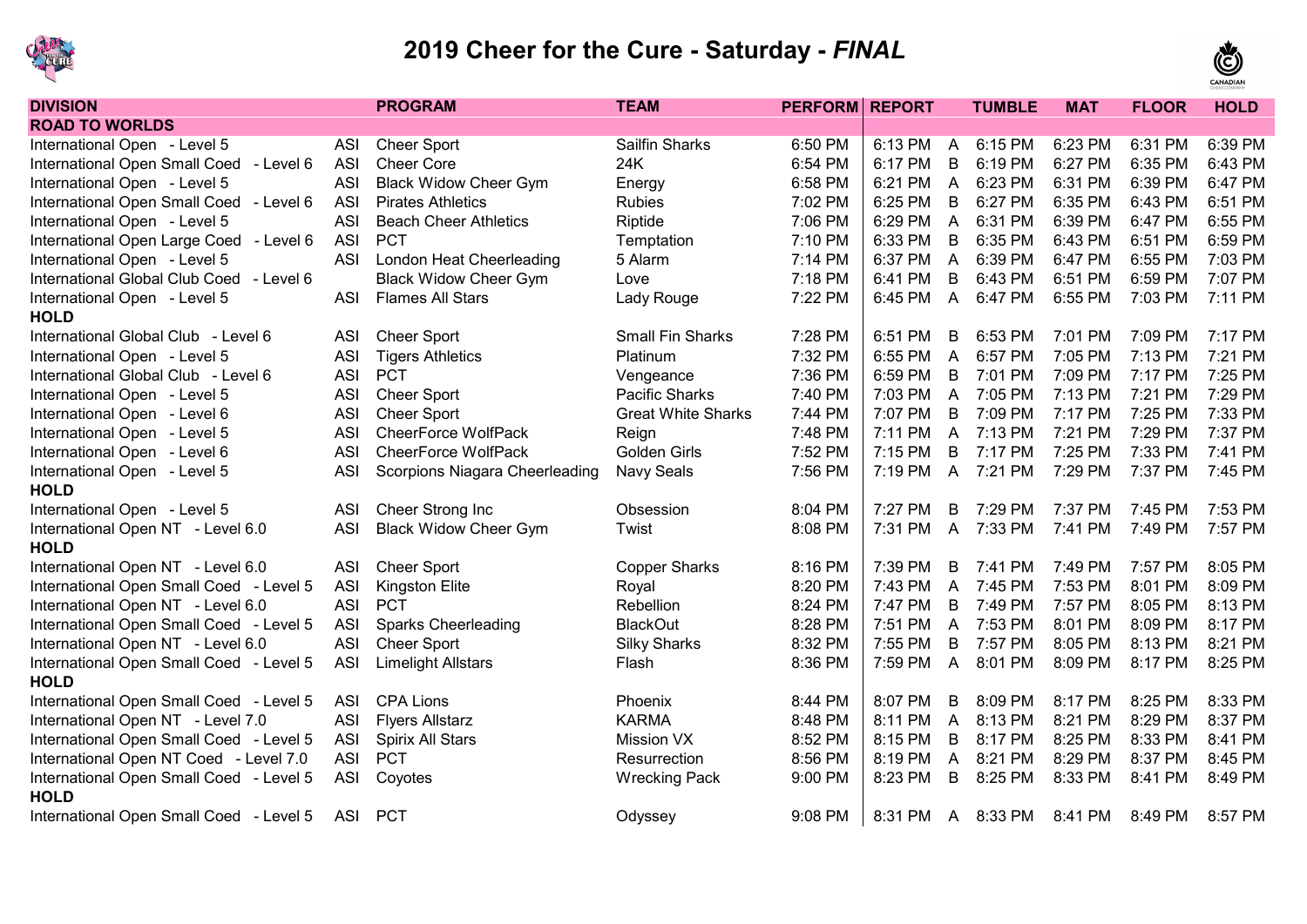# 2019 Cheer for the Cure - Saturday - *FINAL*

| DIVISION | | PROGRAM | TEAM | PERFORM | REPORT | | TUMBLE | MAT | FLOOR | HOLD |
|---|---|---|---|---|---|---|---|---|---|---|
| **ROAD TO WORLDS** | | | | | | | | | | |
| International Open - Level 5 | ASI | Cheer Sport | Sailfin Sharks | 6:50 PM | 6:13 PM | A | 6:15 PM | 6:23 PM | 6:31 PM | 6:39 PM |
| International Open Small Coed - Level 6 | ASI | Cheer Core | 24K | 6:54 PM | 6:17 PM | B | 6:19 PM | 6:27 PM | 6:35 PM | 6:43 PM |
| International Open - Level 5 | ASI | Black Widow Cheer Gym | Energy | 6:58 PM | 6:21 PM | A | 6:23 PM | 6:31 PM | 6:39 PM | 6:47 PM |
| International Open Small Coed - Level 6 | ASI | Pirates Athletics | Rubies | 7:02 PM | 6:25 PM | B | 6:27 PM | 6:35 PM | 6:43 PM | 6:51 PM |
| International Open - Level 5 | ASI | Beach Cheer Athletics | Riptide | 7:06 PM | 6:29 PM | A | 6:31 PM | 6:39 PM | 6:47 PM | 6:55 PM |
| International Open Large Coed - Level 6 | ASI | PCT | Temptation | 7:10 PM | 6:33 PM | B | 6:35 PM | 6:43 PM | 6:51 PM | 6:59 PM |
| International Open - Level 5 | ASI | London Heat Cheerleading | 5 Alarm | 7:14 PM | 6:37 PM | A | 6:39 PM | 6:47 PM | 6:55 PM | 7:03 PM |
| International Global Club Coed - Level 6 | | Black Widow Cheer Gym | Love | 7:18 PM | 6:41 PM | B | 6:43 PM | 6:51 PM | 6:59 PM | 7:07 PM |
| International Open - Level 5 | ASI | Flames All Stars | Lady Rouge | 7:22 PM | 6:45 PM | A | 6:47 PM | 6:55 PM | 7:03 PM | 7:11 PM |
| **HOLD** | | | | | | | | | | |
| International Global Club - Level 6 | ASI | Cheer Sport | Small Fin Sharks | 7:28 PM | 6:51 PM | B | 6:53 PM | 7:01 PM | 7:09 PM | 7:17 PM |
| International Open - Level 5 | ASI | Tigers Athletics | Platinum | 7:32 PM | 6:55 PM | A | 6:57 PM | 7:05 PM | 7:13 PM | 7:21 PM |
| International Global Club - Level 6 | ASI | PCT | Vengeance | 7:36 PM | 6:59 PM | B | 7:01 PM | 7:09 PM | 7:17 PM | 7:25 PM |
| International Open - Level 5 | ASI | Cheer Sport | Pacific Sharks | 7:40 PM | 7:03 PM | A | 7:05 PM | 7:13 PM | 7:21 PM | 7:29 PM |
| International Open - Level 6 | ASI | Cheer Sport | Great White Sharks | 7:44 PM | 7:07 PM | B | 7:09 PM | 7:17 PM | 7:25 PM | 7:33 PM |
| International Open - Level 5 | ASI | CheerForce WolfPack | Reign | 7:48 PM | 7:11 PM | A | 7:13 PM | 7:21 PM | 7:29 PM | 7:37 PM |
| International Open - Level 6 | ASI | CheerForce WolfPack | Golden Girls | 7:52 PM | 7:15 PM | B | 7:17 PM | 7:25 PM | 7:33 PM | 7:41 PM |
| International Open - Level 5 | ASI | Scorpions Niagara Cheerleading | Navy Seals | 7:56 PM | 7:19 PM | A | 7:21 PM | 7:29 PM | 7:37 PM | 7:45 PM |
| **HOLD** | | | | | | | | | | |
| International Open - Level 5 | ASI | Cheer Strong Inc | Obsession | 8:04 PM | 7:27 PM | B | 7:29 PM | 7:37 PM | 7:45 PM | 7:53 PM |
| International Open NT - Level 6.0 | ASI | Black Widow Cheer Gym | Twist | 8:08 PM | 7:31 PM | A | 7:33 PM | 7:41 PM | 7:49 PM | 7:57 PM |
| **HOLD** | | | | | | | | | | |
| International Open NT - Level 6.0 | ASI | Cheer Sport | Copper Sharks | 8:16 PM | 7:39 PM | B | 7:41 PM | 7:49 PM | 7:57 PM | 8:05 PM |
| International Open Small Coed - Level 5 | ASI | Kingston Elite | Royal | 8:20 PM | 7:43 PM | A | 7:45 PM | 7:53 PM | 8:01 PM | 8:09 PM |
| International Open NT - Level 6.0 | ASI | PCT | Rebellion | 8:24 PM | 7:47 PM | B | 7:49 PM | 7:57 PM | 8:05 PM | 8:13 PM |
| International Open Small Coed - Level 5 | ASI | Sparks Cheerleading | BlackOut | 8:28 PM | 7:51 PM | A | 7:53 PM | 8:01 PM | 8:09 PM | 8:17 PM |
| International Open NT - Level 6.0 | ASI | Cheer Sport | Silky Sharks | 8:32 PM | 7:55 PM | B | 7:57 PM | 8:05 PM | 8:13 PM | 8:21 PM |
| International Open Small Coed - Level 5 | ASI | Limelight Allstars | Flash | 8:36 PM | 7:59 PM | A | 8:01 PM | 8:09 PM | 8:17 PM | 8:25 PM |
| **HOLD** | | | | | | | | | | |
| International Open Small Coed - Level 5 | ASI | CPA Lions | Phoenix | 8:44 PM | 8:07 PM | B | 8:09 PM | 8:17 PM | 8:25 PM | 8:33 PM |
| International Open NT - Level 7.0 | ASI | Flyers Allstarz | KARMA | 8:48 PM | 8:11 PM | A | 8:13 PM | 8:21 PM | 8:29 PM | 8:37 PM |
| International Open Small Coed - Level 5 | ASI | Spirix All Stars | Mission VX | 8:52 PM | 8:15 PM | B | 8:17 PM | 8:25 PM | 8:33 PM | 8:41 PM |
| International Open NT Coed - Level 7.0 | ASI | PCT | Resurrection | 8:56 PM | 8:19 PM | A | 8:21 PM | 8:29 PM | 8:37 PM | 8:45 PM |
| International Open Small Coed - Level 5 | ASI | Coyotes | Wrecking Pack | 9:00 PM | 8:23 PM | B | 8:25 PM | 8:33 PM | 8:41 PM | 8:49 PM |
| **HOLD** | | | | | | | | | | |
| International Open Small Coed - Level 5 | ASI | PCT | Odyssey | 9:08 PM | 8:31 PM | A | 8:33 PM | 8:41 PM | 8:49 PM | 8:57 PM |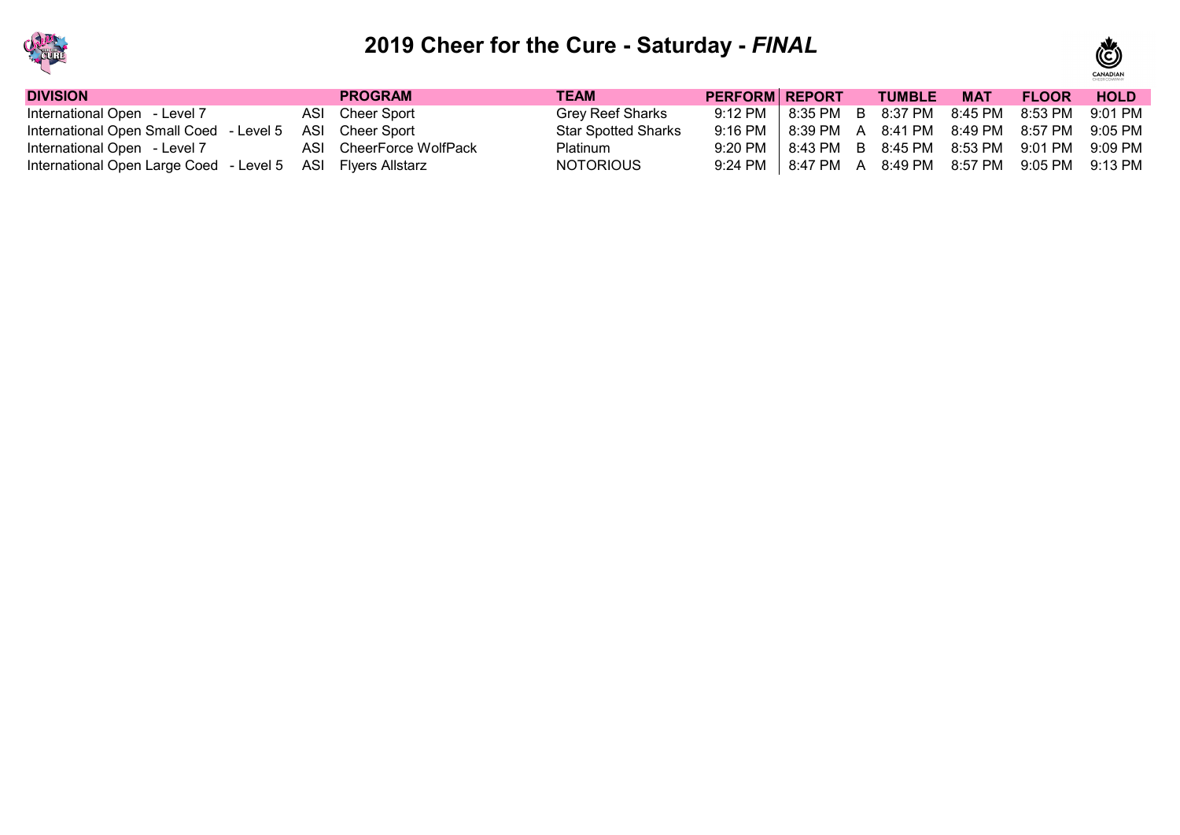# 2019 Cheer for the Cure - Saturday - *FINAL*

| DIVISION | | PROGRAM | TEAM | PERFORM | REPORT | | TUMBLE | MAT | FLOOR | HOLD |
|---|---|---|---|---|---|---|---|---|---|---|
| International Open - Level 7 | ASI | Cheer Sport | Grey Reef Sharks | 9:12 PM | 8:35 PM | B | 8:37 PM | 8:45 PM | 8:53 PM | 9:01 PM |
| International Open Small Coed - Level 5 | ASI | Cheer Sport | Star Spotted Sharks | 9:16 PM | 8:39 PM | A | 8:41 PM | 8:49 PM | 8:57 PM | 9:05 PM |
| International Open - Level 7 | ASI | CheerForce WolfPack | Platinum | 9:20 PM | 8:43 PM | B | 8:45 PM | 8:53 PM | 9:01 PM | 9:09 PM |
| International Open Large Coed - Level 5 | ASI | Flyers Allstarz | NOTORIOUS | 9:24 PM | 8:47 PM | A | 8:49 PM | 8:57 PM | 9:05 PM | 9:13 PM |